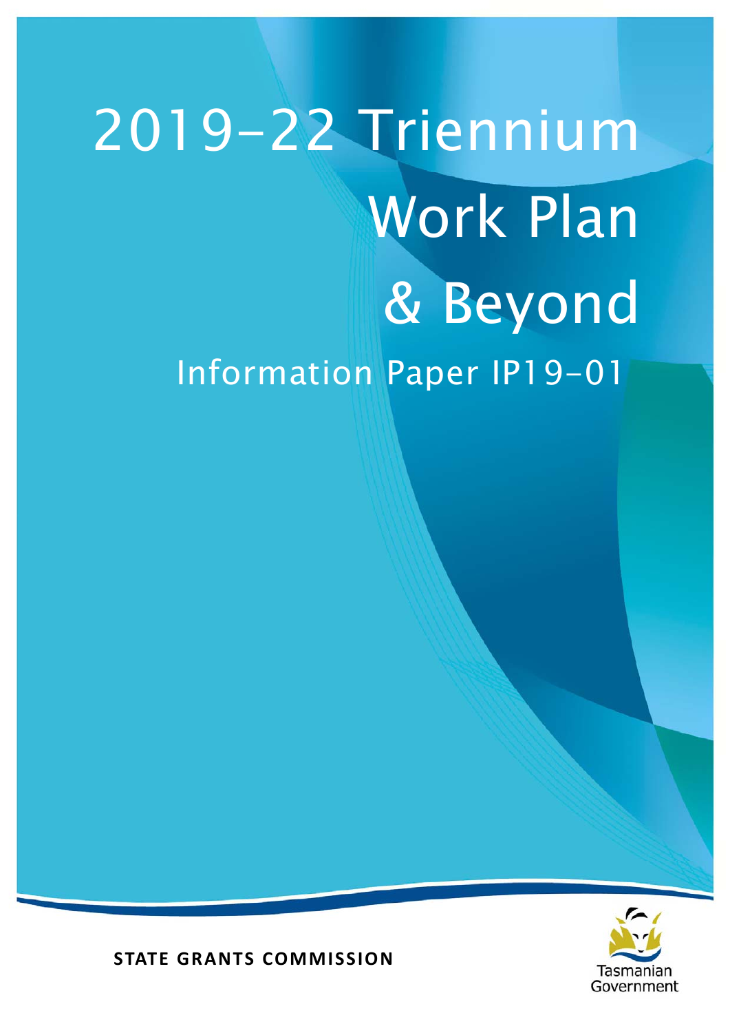# 2019–22 Triennium Work Plan & Beyond

## Information Paper IP19-01

**STATE GRANTS COMMISSION**

Tasmanian Government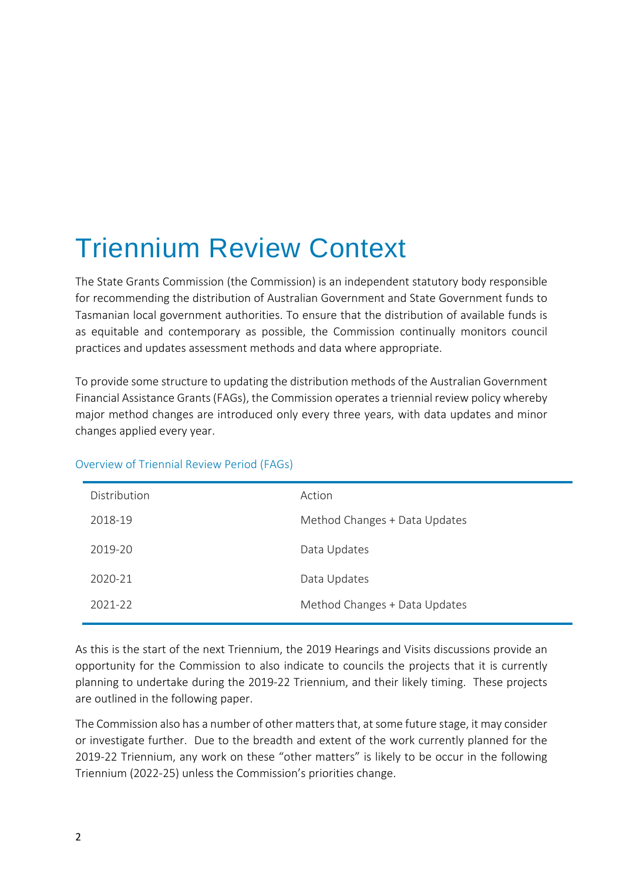# Triennium Review Context

The State Grants Commission (the Commission) is an independent statutory body responsible for recommending the distribution of Australian Government and State Government funds to Tasmanian local government authorities. To ensure that the distribution of available funds is as equitable and contemporary as possible, the Commission continually monitors council practices and updates assessment methods and data where appropriate.

To provide some structure to updating the distribution methods of the Australian Government Financial Assistance Grants (FAGs), the Commission operates a triennial review policy whereby major method changes are introduced only every three years, with data updates and minor changes applied every year.

Overview of Triennial Review Period (FAGs)

| Distribution | Action |
|---|---|
| 2018-19 | Method Changes + Data Updates |
| 2019-20 | Data Updates |
| 2020-21 | Data Updates |
| 2021-22 | Method Changes + Data Updates |

As this is the start of the next Triennium, the 2019 Hearings and Visits discussions provide an opportunity for the Commission to also indicate to councils the projects that it is currently planning to undertake during the 2019-22 Triennium, and their likely timing. These projects are outlined in the following paper.

The Commission also has a number of other matters that, at some future stage, it may consider or investigate further. Due to the breadth and extent of the work currently planned for the 2019-22 Triennium, any work on these "other matters" is likely to be occur in the following Triennium (2022-25) unless the Commission's priorities change.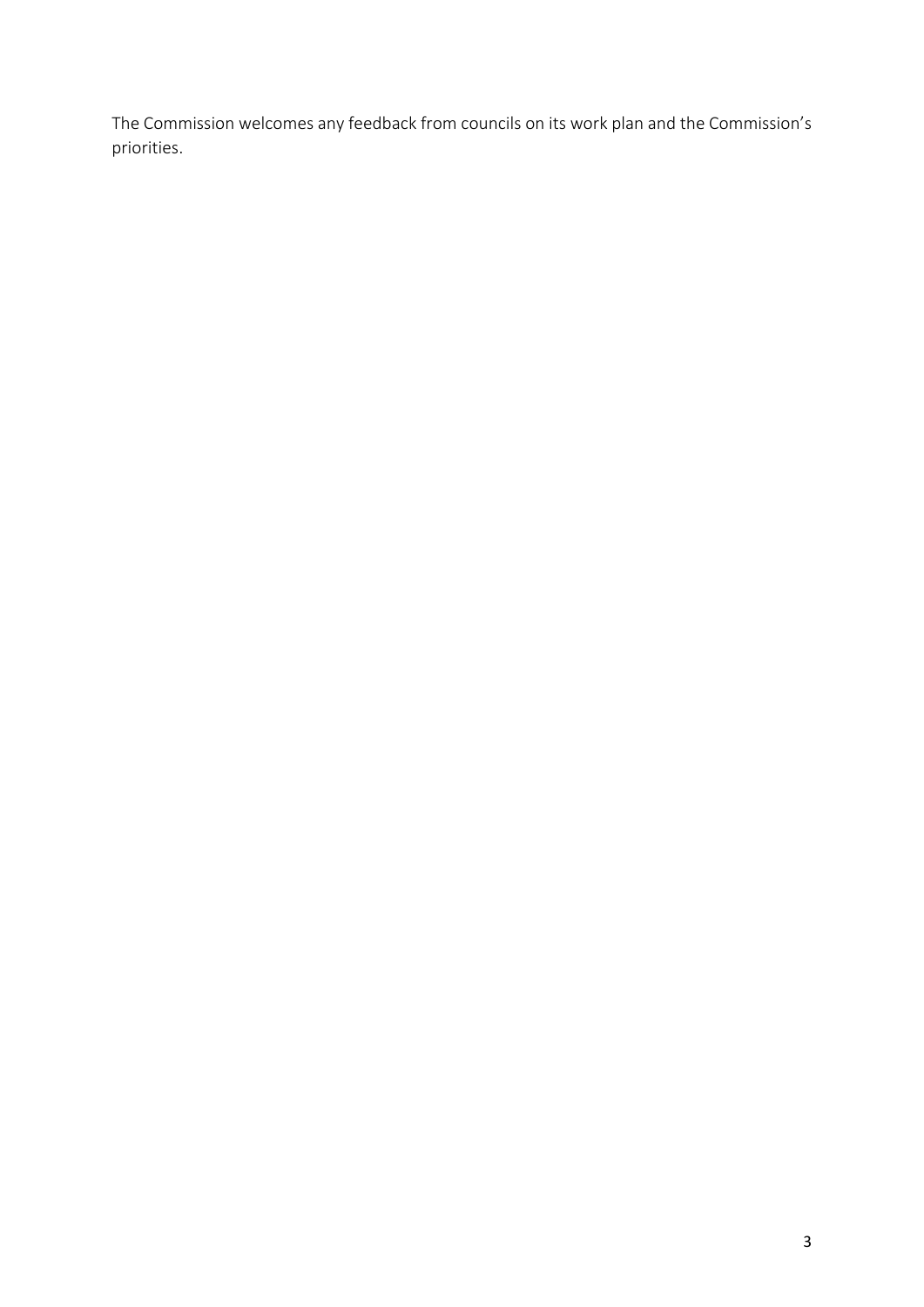The Commission welcomes any feedback from councils on its work plan and the Commission's priorities.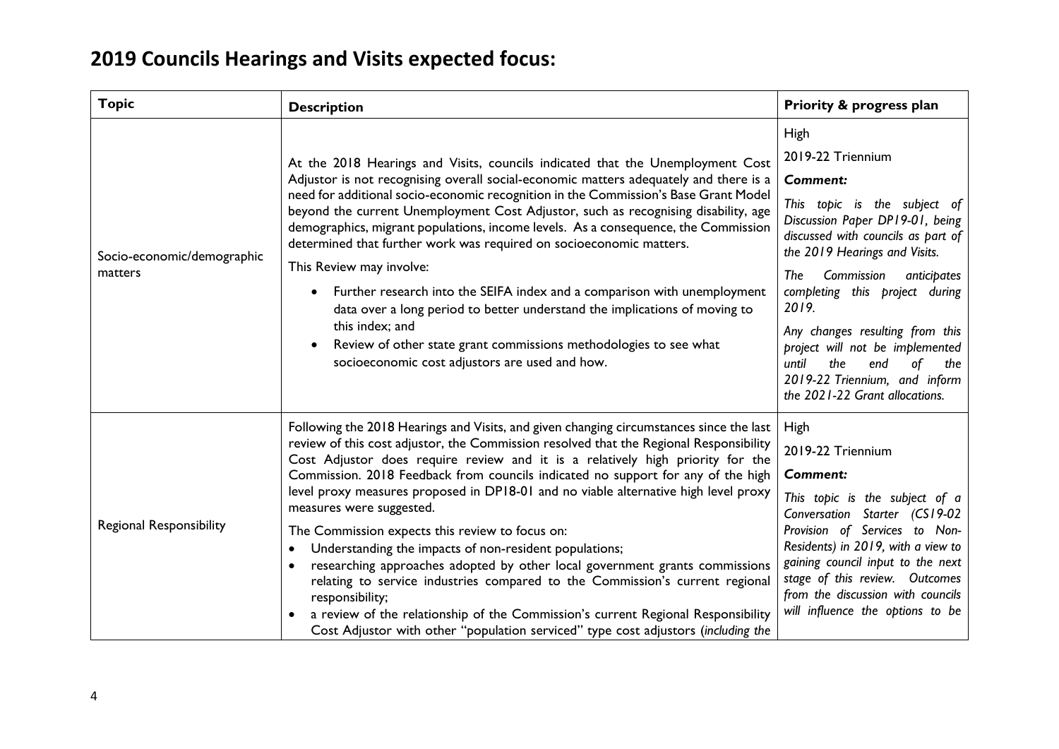# 2019 Councils Hearings and Visits expected focus:

| Topic | Description | Priority & progress plan |
| --- | --- | --- |
| Socio-economic/demographic matters | At the 2018 Hearings and Visits, councils indicated that the Unemployment Cost Adjustor is not recognising overall social-economic matters adequately and there is a need for additional socio-economic recognition in the Commission's Base Grant Model beyond the current Unemployment Cost Adjustor, such as recognising disability, age demographics, migrant populations, income levels. As a consequence, the Commission determined that further work was required on socioeconomic matters.<br><br>This Review may involve:<br>• Further research into the SEIFA index and a comparison with unemployment data over a long period to better understand the implications of moving to this index; and<br>• Review of other state grant commissions methodologies to see what socioeconomic cost adjustors are used and how. | High<br><br>2019-22 Triennium<br><br>***Comment:***<br><br>*This topic is the subject of Discussion Paper DP19-01, being discussed with councils as part of the 2019 Hearings and Visits.*<br><br>*The Commission anticipates completing this project during 2019.*<br><br>*Any changes resulting from this project will not be implemented until the end of the 2019-22 Triennium, and inform the 2021-22 Grant allocations.* |
| Regional Responsibility | Following the 2018 Hearings and Visits, and given changing circumstances since the last review of this cost adjustor, the Commission resolved that the Regional Responsibility Cost Adjustor does require review and it is a relatively high priority for the Commission. 2018 Feedback from councils indicated no support for any of the high level proxy measures proposed in DP18-01 and no viable alternative high level proxy measures were suggested.<br><br>The Commission expects this review to focus on:<br>• Understanding the impacts of non-resident populations;<br>• researching approaches adopted by other local government grants commissions relating to service industries compared to the Commission's current regional responsibility;<br>• a review of the relationship of the Commission's current Regional Responsibility Cost Adjustor with other "population serviced" type cost adjustors (*including the* | High<br><br>2019-22 Triennium<br><br>***Comment:***<br><br>*This topic is the subject of a Conversation Starter (CS19-02 Provision of Services to Non-Residents) in 2019, with a view to gaining council input to the next stage of this review. Outcomes from the discussion with councils will influence the options to be* |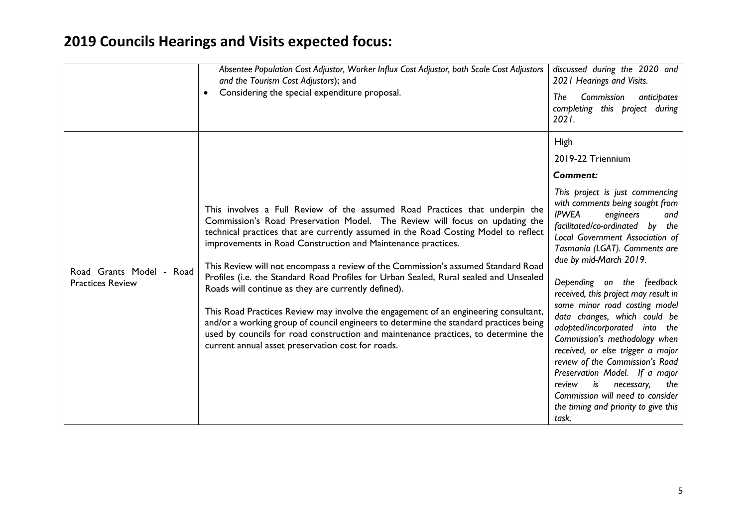# 2019 Councils Hearings and Visits expected focus:

| | | |
|---|---|---|
| | *Absentee Population Cost Adjustor, Worker Influx Cost Adjustor, both Scale Cost Adjustors and the Tourism Cost Adjustors*); and<br>• Considering the special expenditure proposal. | *discussed during the 2020 and 2021 Hearings and Visits.*<br><br>*The Commission anticipates completing this project during 2021.* |
| Road Grants Model - Road Practices Review | This involves a Full Review of the assumed Road Practices that underpin the Commission's Road Preservation Model. The Review will focus on updating the technical practices that are currently assumed in the Road Costing Model to reflect improvements in Road Construction and Maintenance practices.<br><br>This Review will not encompass a review of the Commission's assumed Standard Road Profiles (i.e. the Standard Road Profiles for Urban Sealed, Rural sealed and Unsealed Roads will continue as they are currently defined).<br><br>This Road Practices Review may involve the engagement of an engineering consultant, and/or a working group of council engineers to determine the standard practices being used by councils for road construction and maintenance practices, to determine the current annual asset preservation cost for roads. | High<br><br>2019-22 Triennium<br><br>***Comment:***<br><br>*This project is just commencing with comments being sought from IPWEA engineers and facilitated/co-ordinated by the Local Government Association of Tasmania (LGAT). Comments are due by mid-March 2019.*<br><br>*Depending on the feedback received, this project may result in some minor road costing model data changes, which could be adopted/incorporated into the Commission's methodology when received, or else trigger a major review of the Commission's Road Preservation Model. If a major review is necessary, the Commission will need to consider the timing and priority to give this task.* |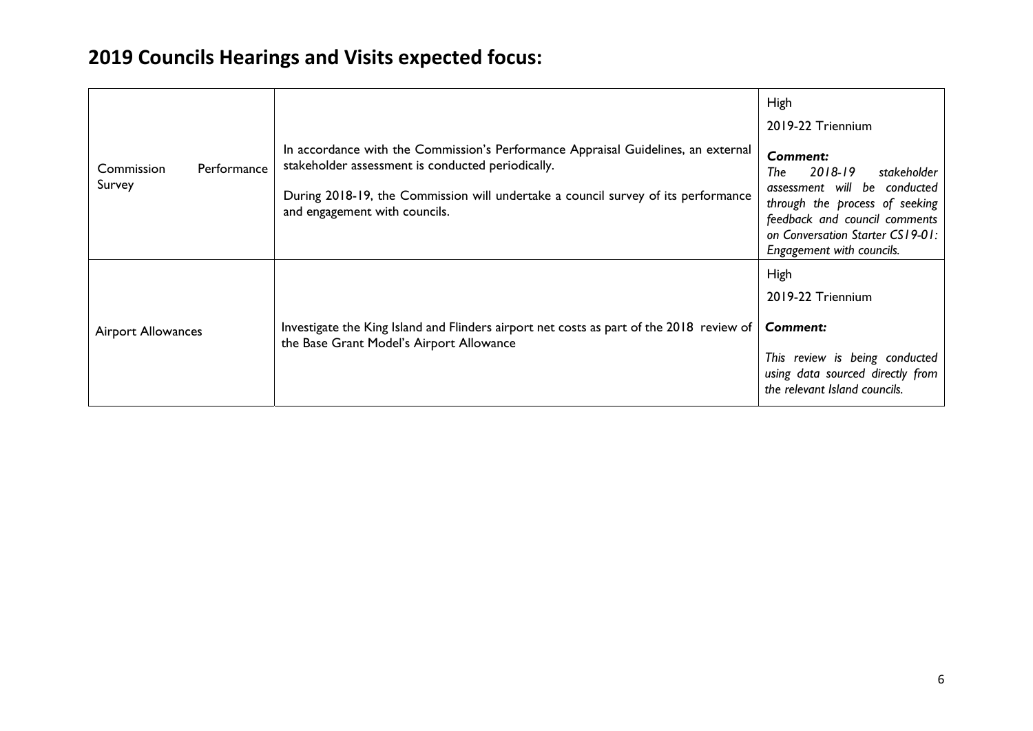## 2019 Councils Hearings and Visits expected focus:

| | | |
|---|---|---|
| Commission Performance Survey | In accordance with the Commission's Performance Appraisal Guidelines, an external stakeholder assessment is conducted periodically.<br><br>During 2018-19, the Commission will undertake a council survey of its performance and engagement with councils. | High<br><br>2019-22 Triennium<br><br>***Comment:***<br>*The 2018-19 stakeholder assessment will be conducted through the process of seeking feedback and council comments on Conversation Starter CS19-01: Engagement with councils.* |
| Airport Allowances | Investigate the King Island and Flinders airport net costs as part of the 2018 review of the Base Grant Model's Airport Allowance | High<br><br>2019-22 Triennium<br><br>***Comment:***<br><br>*This review is being conducted using data sourced directly from the relevant Island councils.* |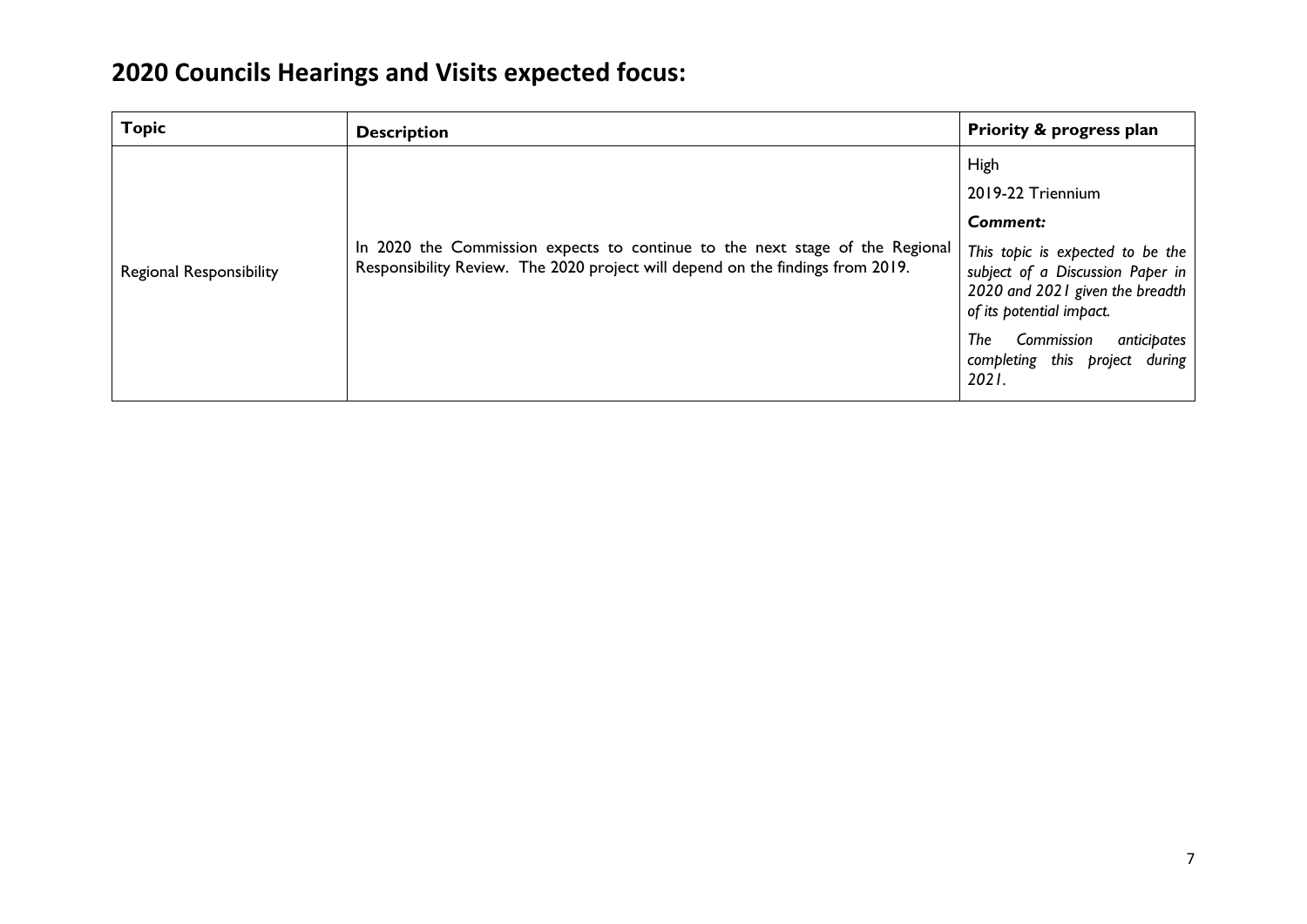## 2020 Councils Hearings and Visits expected focus:

| Topic | Description | Priority & progress plan |
|---|---|---|
| Regional Responsibility | In 2020 the Commission expects to continue to the next stage of the Regional Responsibility Review. The 2020 project will depend on the findings from 2019. | High<br><br>2019-22 Triennium<br><br>***Comment:***<br><br>*This topic is expected to be the subject of a Discussion Paper in 2020 and 2021 given the breadth of its potential impact.*<br><br>*The Commission anticipates completing this project during 2021.* |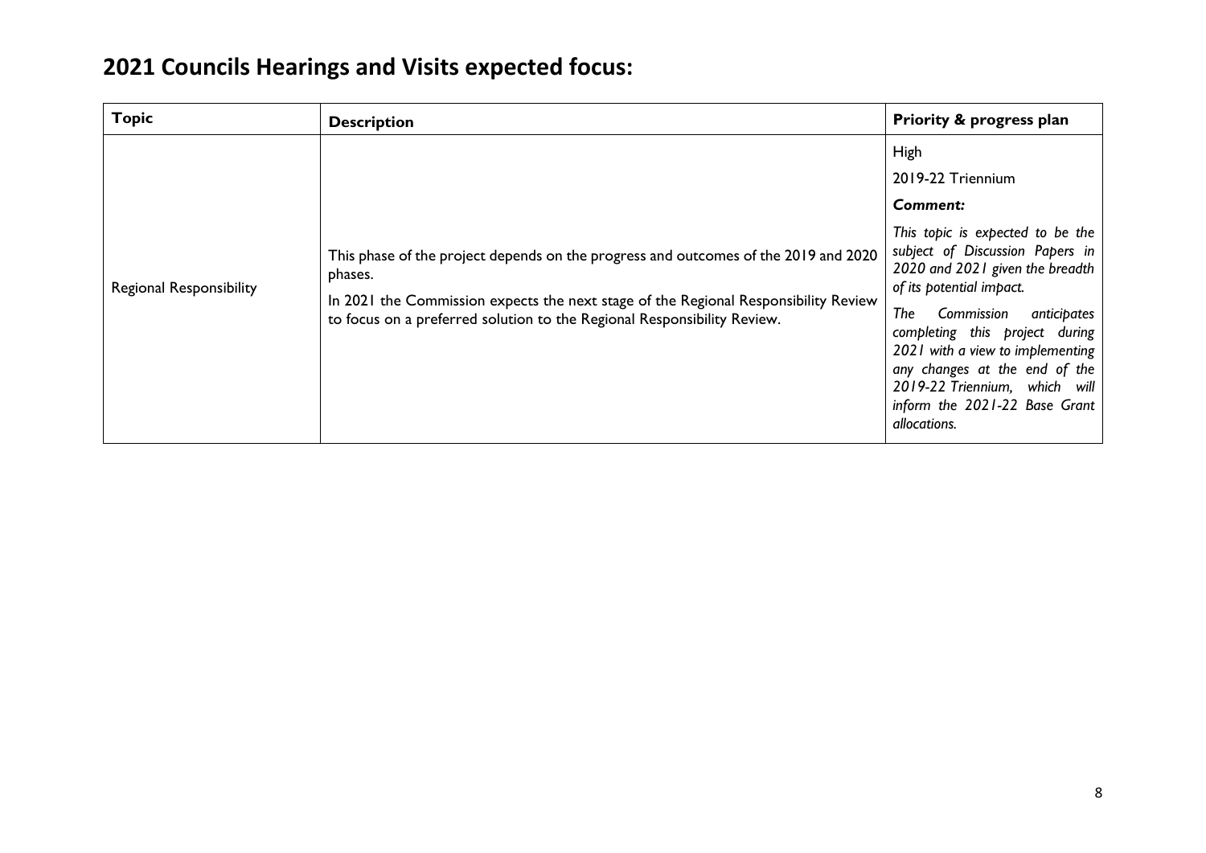## 2021 Councils Hearings and Visits expected focus:

| Topic | Description | Priority & progress plan |
|---|---|---|
| Regional Responsibility | This phase of the project depends on the progress and outcomes of the 2019 and 2020 phases.<br><br>In 2021 the Commission expects the next stage of the Regional Responsibility Review to focus on a preferred solution to the Regional Responsibility Review. | High<br><br>2019-22 Triennium<br><br>***Comment:***<br><br>*This topic is expected to be the subject of Discussion Papers in 2020 and 2021 given the breadth of its potential impact.*<br><br>*The Commission anticipates completing this project during 2021 with a view to implementing any changes at the end of the 2019-22 Triennium, which will inform the 2021-22 Base Grant allocations.* |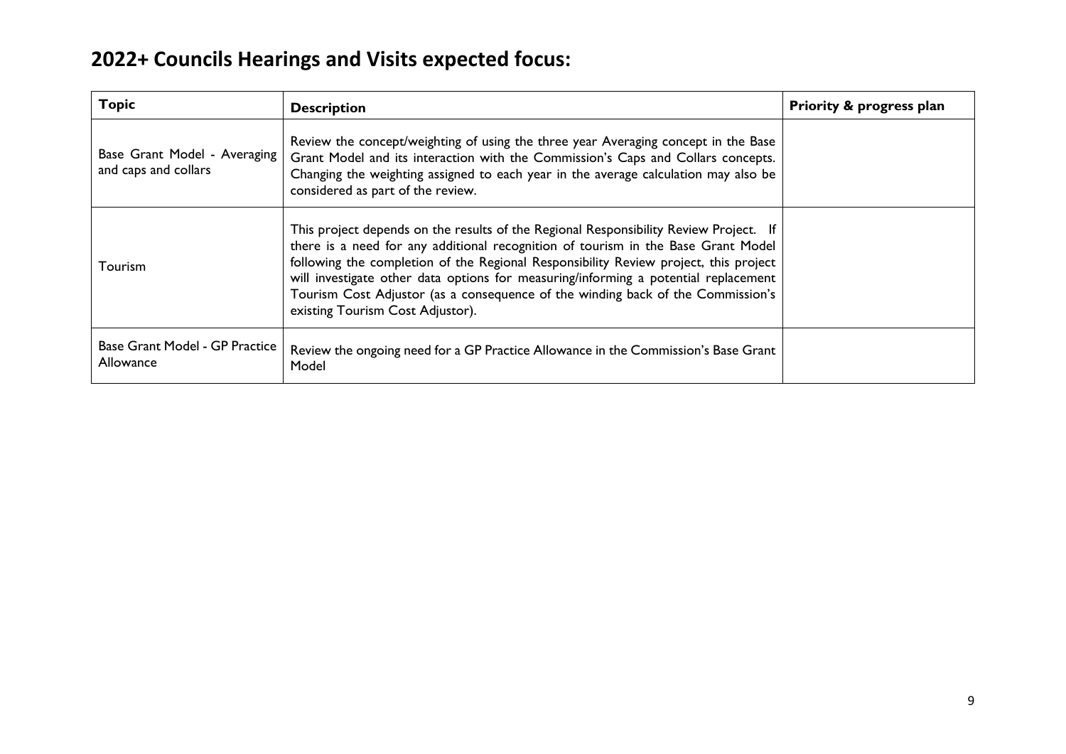# 2022+ Councils Hearings and Visits expected focus:

| Topic | Description | Priority & progress plan |
| --- | --- | --- |
| Base Grant Model - Averaging and caps and collars | Review the concept/weighting of using the three year Averaging concept in the Base Grant Model and its interaction with the Commission's Caps and Collars concepts. Changing the weighting assigned to each year in the average calculation may also be considered as part of the review. | |
| Tourism | This project depends on the results of the Regional Responsibility Review Project. If there is a need for any additional recognition of tourism in the Base Grant Model following the completion of the Regional Responsibility Review project, this project will investigate other data options for measuring/informing a potential replacement Tourism Cost Adjustor (as a consequence of the winding back of the Commission's existing Tourism Cost Adjustor). | |
| Base Grant Model - GP Practice Allowance | Review the ongoing need for a GP Practice Allowance in the Commission's Base Grant Model | |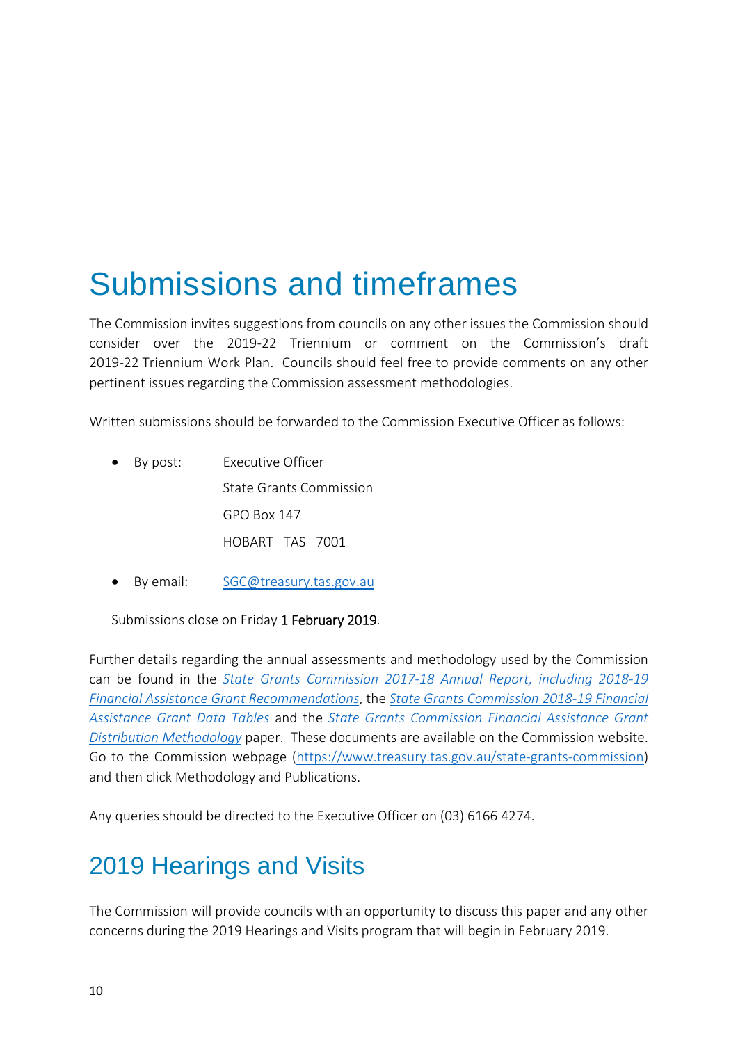# Submissions and timeframes

The Commission invites suggestions from councils on any other issues the Commission should consider over the 2019-22 Triennium or comment on the Commission's draft 2019-22 Triennium Work Plan. Councils should feel free to provide comments on any other pertinent issues regarding the Commission assessment methodologies.

Written submissions should be forwarded to the Commission Executive Officer as follows:

- By post: Executive Officer
  State Grants Commission
  GPO Box 147
  HOBART TAS 7001
- By email: SGC@treasury.tas.gov.au

Submissions close on Friday **1 February 2019**.

Further details regarding the annual assessments and methodology used by the Commission can be found in the *State Grants Commission 2017-18 Annual Report, including 2018-19 Financial Assistance Grant Recommendations*, the *State Grants Commission 2018-19 Financial Assistance Grant Data Tables* and the *State Grants Commission Financial Assistance Grant Distribution Methodology* paper. These documents are available on the Commission website. Go to the Commission webpage (https://www.treasury.tas.gov.au/state-grants-commission) and then click Methodology and Publications.

Any queries should be directed to the Executive Officer on (03) 6166 4274.

## 2019 Hearings and Visits

The Commission will provide councils with an opportunity to discuss this paper and any other concerns during the 2019 Hearings and Visits program that will begin in February 2019.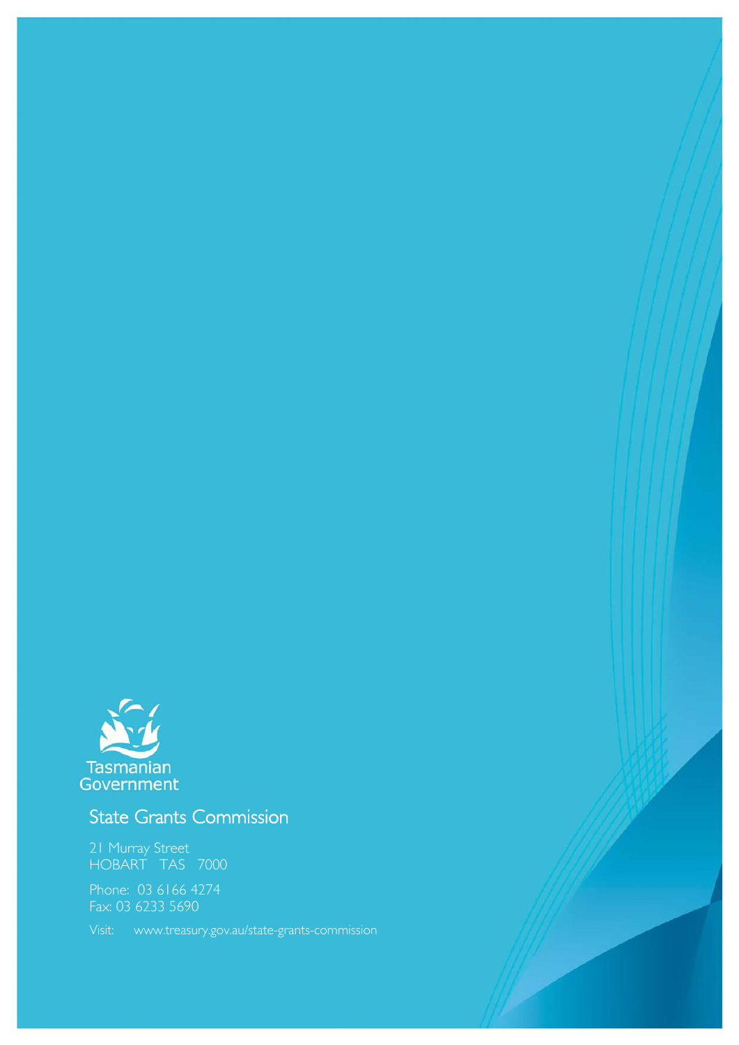Tasmanian Government

## State Grants Commission

21 Murray Street
HOBART TAS 7000

Phone: 03 6166 4274
Fax: 03 6233 5690

Visit: www.treasury.gov.au/state-grants-commission